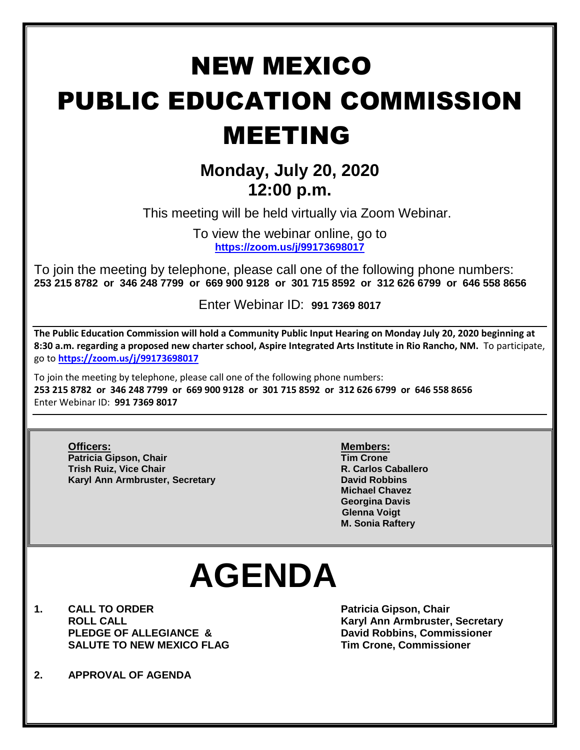# NEW MEXICO PUBLIC EDUCATION COMMISSION MEETING

## Monday, July 20, 2020
## 12:00 p.m.

This meeting will be held virtually via Zoom Webinar.

To view the webinar online, go to
**https://zoom.us/j/99173698017**

To join the meeting by telephone, please call one of the following phone numbers:
**253 215 8782 or 346 248 7799 or 669 900 9128 or 301 715 8592 or 312 626 6799 or 646 558 8656**

Enter Webinar ID: **991 7369 8017**

---

**The Public Education Commission will hold a Community Public Input Hearing on Monday July 20, 2020 beginning at 8:30 a.m. regarding a proposed new charter school, Aspire Integrated Arts Institute in Rio Rancho, NM.** To participate, go to **https://zoom.us/j/99173698017**

To join the meeting by telephone, please call one of the following phone numbers:
**253 215 8782 or 346 248 7799 or 669 900 9128 or 301 715 8592 or 312 626 6799 or 646 558 8656**
Enter Webinar ID: **991 7369 8017**

---

**Officers:**
**Patricia Gipson, Chair**
**Trish Ruiz, Vice Chair**
**Karyl Ann Armbruster, Secretary**

**Members:**
**Tim Crone**
**R. Carlos Caballero**
**David Robbins**
**Michael Chavez**
**Georgina Davis**
**Glenna Voigt**
**M. Sonia Raftery**

# AGENDA

1. **CALL TO ORDER** — **Patricia Gipson, Chair**
   **ROLL CALL** — **Karyl Ann Armbruster, Secretary**
   **PLEDGE OF ALLEGIANCE & SALUTE TO NEW MEXICO FLAG** — **David Robbins, Commissioner**; **Tim Crone, Commissioner**

2. **APPROVAL OF AGENDA**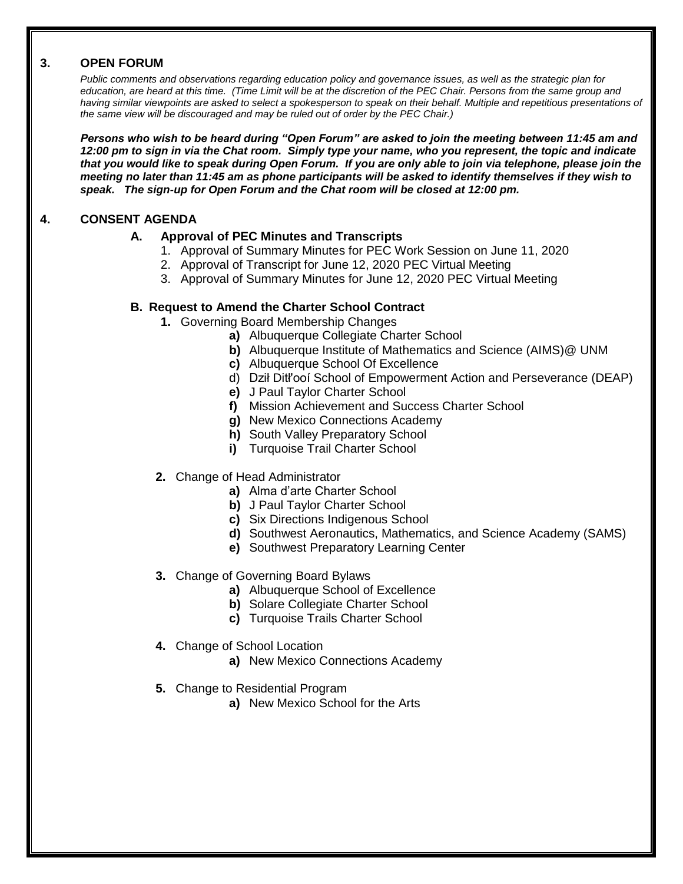## 3. OPEN FORUM

*Public comments and observations regarding education policy and governance issues, as well as the strategic plan for education, are heard at this time. (Time Limit will be at the discretion of the PEC Chair. Persons from the same group and having similar viewpoints are asked to select a spokesperson to speak on their behalf. Multiple and repetitious presentations of the same view will be discouraged and may be ruled out of order by the PEC Chair.)*

***Persons who wish to be heard during "Open Forum" are asked to join the meeting between 11:45 am and 12:00 pm to sign in via the Chat room. Simply type your name, who you represent, the topic and indicate that you would like to speak during Open Forum. If you are only able to join via telephone, please join the meeting no later than 11:45 am as phone participants will be asked to identify themselves if they wish to speak. The sign-up for Open Forum and the Chat room will be closed at 12:00 pm.***

## 4. CONSENT AGENDA

### A. Approval of PEC Minutes and Transcripts

1. Approval of Summary Minutes for PEC Work Session on June 11, 2020
2. Approval of Transcript for June 12, 2020 PEC Virtual Meeting
3. Approval of Summary Minutes for June 12, 2020 PEC Virtual Meeting

### B. Request to Amend the Charter School Contract

**1.** Governing Board Membership Changes
- **a)** Albuquerque Collegiate Charter School
- **b)** Albuquerque Institute of Mathematics and Science (AIMS)@ UNM
- **c)** Albuquerque School Of Excellence
- d) Dził Ditł'ooí School of Empowerment Action and Perseverance (DEAP)
- **e)** J Paul Taylor Charter School
- **f)** Mission Achievement and Success Charter School
- **g)** New Mexico Connections Academy
- **h)** South Valley Preparatory School
- **i)** Turquoise Trail Charter School

**2.** Change of Head Administrator
- **a)** Alma d'arte Charter School
- **b)** J Paul Taylor Charter School
- **c)** Six Directions Indigenous School
- **d)** Southwest Aeronautics, Mathematics, and Science Academy (SAMS)
- **e)** Southwest Preparatory Learning Center

**3.** Change of Governing Board Bylaws
- **a)** Albuquerque School of Excellence
- **b)** Solare Collegiate Charter School
- **c)** Turquoise Trails Charter School

**4.** Change of School Location
- **a)** New Mexico Connections Academy

**5.** Change to Residential Program
- **a)** New Mexico School for the Arts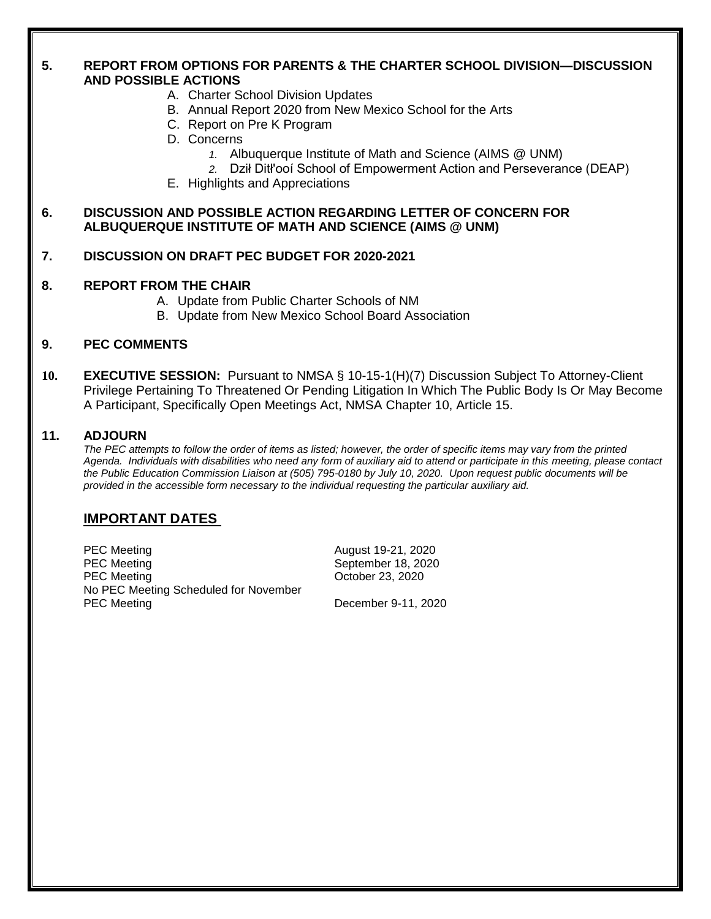**5. REPORT FROM OPTIONS FOR PARENTS & THE CHARTER SCHOOL DIVISION—DISCUSSION AND POSSIBLE ACTIONS**

A. Charter School Division Updates
B. Annual Report 2020 from New Mexico School for the Arts
C. Report on Pre K Program
D. Concerns
   1. Albuquerque Institute of Math and Science (AIMS @ UNM)
   2. Dził Ditł'ooí School of Empowerment Action and Perseverance (DEAP)
E. Highlights and Appreciations

**6. DISCUSSION AND POSSIBLE ACTION REGARDING LETTER OF CONCERN FOR ALBUQUERQUE INSTITUTE OF MATH AND SCIENCE (AIMS @ UNM)**

**7. DISCUSSION ON DRAFT PEC BUDGET FOR 2020-2021**

**8. REPORT FROM THE CHAIR**

A. Update from Public Charter Schools of NM
B. Update from New Mexico School Board Association

**9. PEC COMMENTS**

**10. EXECUTIVE SESSION:** Pursuant to NMSA § 10-15-1(H)(7) Discussion Subject To Attorney-Client Privilege Pertaining To Threatened Or Pending Litigation In Which The Public Body Is Or May Become A Participant, Specifically Open Meetings Act, NMSA Chapter 10, Article 15.

**11. ADJOURN**

*The PEC attempts to follow the order of items as listed; however, the order of specific items may vary from the printed Agenda. Individuals with disabilities who need any form of auxiliary aid to attend or participate in this meeting, please contact the Public Education Commission Liaison at (505) 795-0180 by July 10, 2020. Upon request public documents will be provided in the accessible form necessary to the individual requesting the particular auxiliary aid.*

## IMPORTANT DATES

| | |
|---|---|
| PEC Meeting | August 19-21, 2020 |
| PEC Meeting | September 18, 2020 |
| PEC Meeting | October 23, 2020 |
| No PEC Meeting Scheduled for November | |
| PEC Meeting | December 9-11, 2020 |